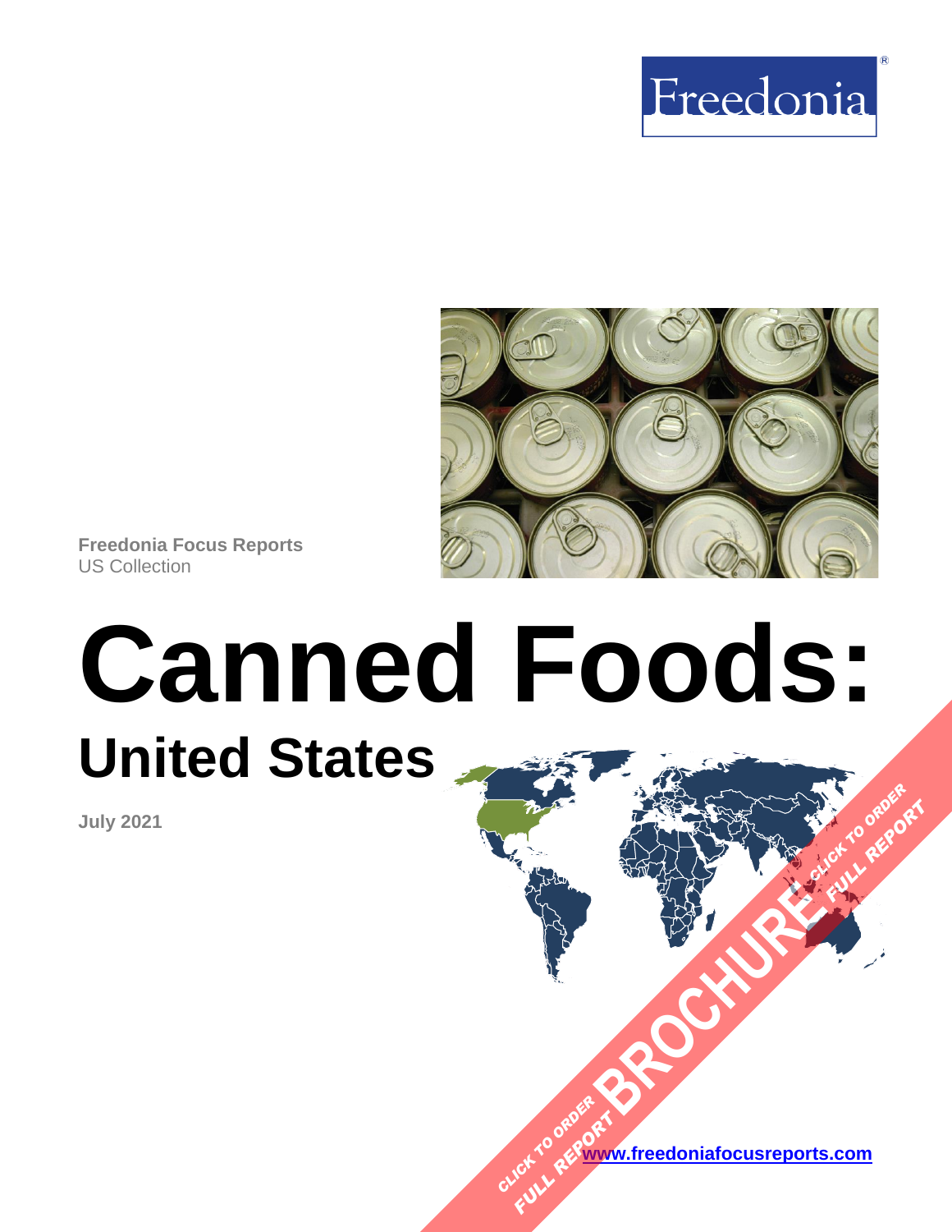Freedonia

Freedonia Focus Reports
US Collection

# Canned Foods:

## United States

July 2021

CLICK TO ORDER FULL REPORT BROCHURE

www.freedoniafocusreports.com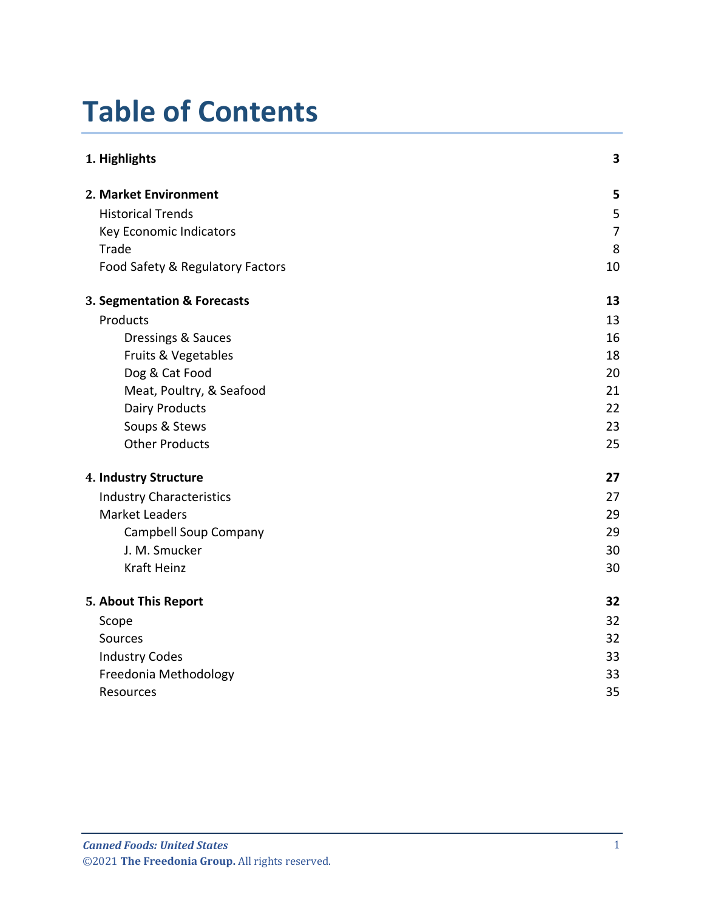# Table of Contents

| | |
|---|---|
| **1. Highlights** | **3** |
| **2. Market Environment** | **5** |
| Historical Trends | 5 |
| Key Economic Indicators | 7 |
| Trade | 8 |
| Food Safety & Regulatory Factors | 10 |
| **3. Segmentation & Forecasts** | **13** |
| Products | 13 |
| Dressings & Sauces | 16 |
| Fruits & Vegetables | 18 |
| Dog & Cat Food | 20 |
| Meat, Poultry, & Seafood | 21 |
| Dairy Products | 22 |
| Soups & Stews | 23 |
| Other Products | 25 |
| **4. Industry Structure** | **27** |
| Industry Characteristics | 27 |
| Market Leaders | 29 |
| Campbell Soup Company | 29 |
| J. M. Smucker | 30 |
| Kraft Heinz | 30 |
| **5. About This Report** | **32** |
| Scope | 32 |
| Sources | 32 |
| Industry Codes | 33 |
| Freedonia Methodology | 33 |
| Resources | 35 |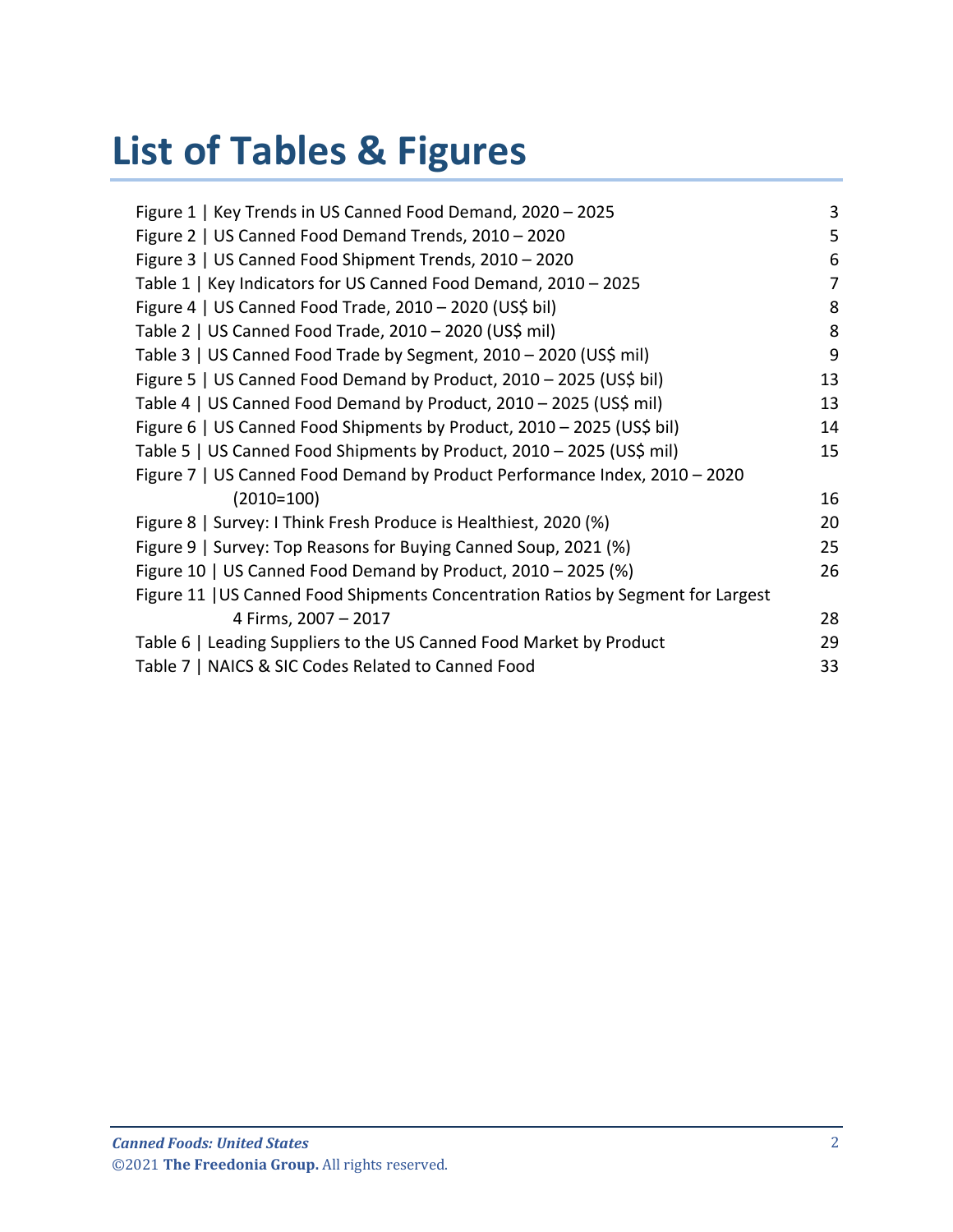# List of Tables & Figures

| | |
|---|---|
| Figure 1 \| Key Trends in US Canned Food Demand, 2020 – 2025 | 3 |
| Figure 2 \| US Canned Food Demand Trends, 2010 – 2020 | 5 |
| Figure 3 \| US Canned Food Shipment Trends, 2010 – 2020 | 6 |
| Table 1 \| Key Indicators for US Canned Food Demand, 2010 – 2025 | 7 |
| Figure 4 \| US Canned Food Trade, 2010 – 2020 (US$ bil) | 8 |
| Table 2 \| US Canned Food Trade, 2010 – 2020 (US$ mil) | 8 |
| Table 3 \| US Canned Food Trade by Segment, 2010 – 2020 (US$ mil) | 9 |
| Figure 5 \| US Canned Food Demand by Product, 2010 – 2025 (US$ bil) | 13 |
| Table 4 \| US Canned Food Demand by Product, 2010 – 2025 (US$ mil) | 13 |
| Figure 6 \| US Canned Food Shipments by Product, 2010 – 2025 (US$ bil) | 14 |
| Table 5 \| US Canned Food Shipments by Product, 2010 – 2025 (US$ mil) | 15 |
| Figure 7 \| US Canned Food Demand by Product Performance Index, 2010 – 2020 (2010=100) | 16 |
| Figure 8 \| Survey: I Think Fresh Produce is Healthiest, 2020 (%) | 20 |
| Figure 9 \| Survey: Top Reasons for Buying Canned Soup, 2021 (%) | 25 |
| Figure 10 \| US Canned Food Demand by Product, 2010 – 2025 (%) | 26 |
| Figure 11 \|US Canned Food Shipments Concentration Ratios by Segment for Largest 4 Firms, 2007 – 2017 | 28 |
| Table 6 \| Leading Suppliers to the US Canned Food Market by Product | 29 |
| Table 7 \| NAICS & SIC Codes Related to Canned Food | 33 |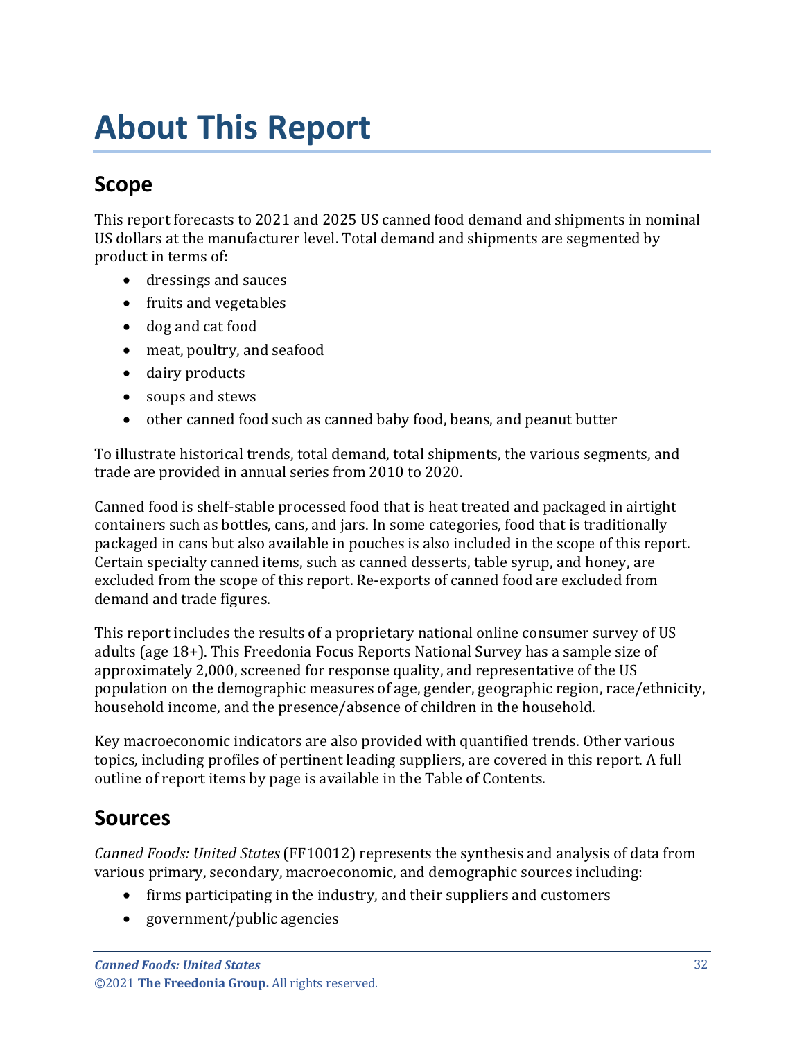# About This Report

## Scope

This report forecasts to 2021 and 2025 US canned food demand and shipments in nominal US dollars at the manufacturer level. Total demand and shipments are segmented by product in terms of:

- dressings and sauces
- fruits and vegetables
- dog and cat food
- meat, poultry, and seafood
- dairy products
- soups and stews
- other canned food such as canned baby food, beans, and peanut butter

To illustrate historical trends, total demand, total shipments, the various segments, and trade are provided in annual series from 2010 to 2020.

Canned food is shelf-stable processed food that is heat treated and packaged in airtight containers such as bottles, cans, and jars. In some categories, food that is traditionally packaged in cans but also available in pouches is also included in the scope of this report. Certain specialty canned items, such as canned desserts, table syrup, and honey, are excluded from the scope of this report. Re-exports of canned food are excluded from demand and trade figures.

This report includes the results of a proprietary national online consumer survey of US adults (age 18+). This Freedonia Focus Reports National Survey has a sample size of approximately 2,000, screened for response quality, and representative of the US population on the demographic measures of age, gender, geographic region, race/ethnicity, household income, and the presence/absence of children in the household.

Key macroeconomic indicators are also provided with quantified trends. Other various topics, including profiles of pertinent leading suppliers, are covered in this report. A full outline of report items by page is available in the Table of Contents.

## Sources

*Canned Foods: United States* (FF10012) represents the synthesis and analysis of data from various primary, secondary, macroeconomic, and demographic sources including:

- firms participating in the industry, and their suppliers and customers
- government/public agencies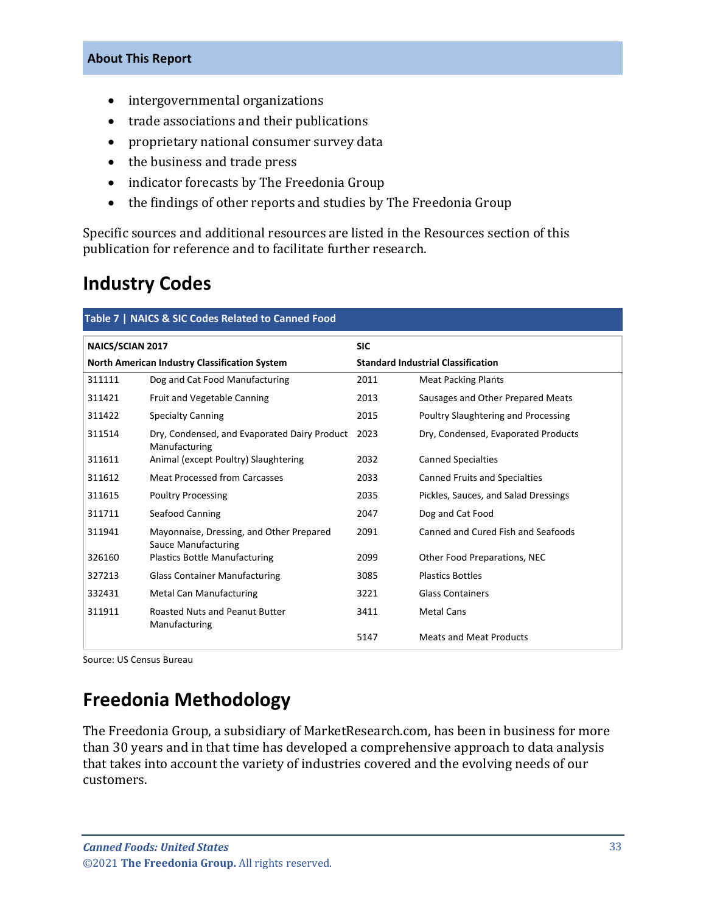- intergovernmental organizations
- trade associations and their publications
- proprietary national consumer survey data
- the business and trade press
- indicator forecasts by The Freedonia Group
- the findings of other reports and studies by The Freedonia Group

Specific sources and additional resources are listed in the Resources section of this publication for reference and to facilitate further research.

## Industry Codes

**Table 7 | NAICS & SIC Codes Related to Canned Food**

| NAICS/SCIAN 2017 | | SIC | |
|---|---|---|---|
| **North American Industry Classification System** | | **Standard Industrial Classification** | |
| 311111 | Dog and Cat Food Manufacturing | 2011 | Meat Packing Plants |
| 311421 | Fruit and Vegetable Canning | 2013 | Sausages and Other Prepared Meats |
| 311422 | Specialty Canning | 2015 | Poultry Slaughtering and Processing |
| 311514 | Dry, Condensed, and Evaporated Dairy Product Manufacturing | 2023 | Dry, Condensed, Evaporated Products |
| 311611 | Animal (except Poultry) Slaughtering | 2032 | Canned Specialties |
| 311612 | Meat Processed from Carcasses | 2033 | Canned Fruits and Specialties |
| 311615 | Poultry Processing | 2035 | Pickles, Sauces, and Salad Dressings |
| 311711 | Seafood Canning | 2047 | Dog and Cat Food |
| 311941 | Mayonnaise, Dressing, and Other Prepared Sauce Manufacturing | 2091 | Canned and Cured Fish and Seafoods |
| 326160 | Plastics Bottle Manufacturing | 2099 | Other Food Preparations, NEC |
| 327213 | Glass Container Manufacturing | 3085 | Plastics Bottles |
| 332431 | Metal Can Manufacturing | 3221 | Glass Containers |
| 311911 | Roasted Nuts and Peanut Butter Manufacturing | 3411 | Metal Cans |
| | | 5147 | Meats and Meat Products |

Source: US Census Bureau

## Freedonia Methodology

The Freedonia Group, a subsidiary of MarketResearch.com, has been in business for more than 30 years and in that time has developed a comprehensive approach to data analysis that takes into account the variety of industries covered and the evolving needs of our customers.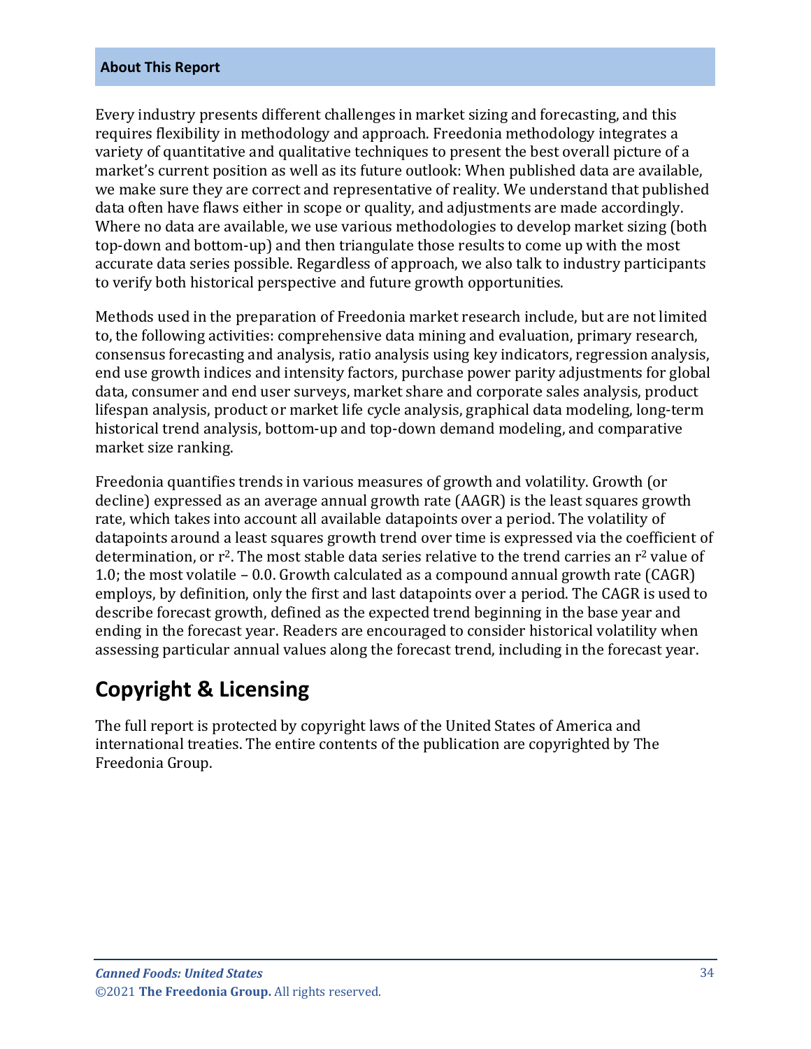**About This Report**

Every industry presents different challenges in market sizing and forecasting, and this requires flexibility in methodology and approach. Freedonia methodology integrates a variety of quantitative and qualitative techniques to present the best overall picture of a market's current position as well as its future outlook: When published data are available, we make sure they are correct and representative of reality. We understand that published data often have flaws either in scope or quality, and adjustments are made accordingly. Where no data are available, we use various methodologies to develop market sizing (both top-down and bottom-up) and then triangulate those results to come up with the most accurate data series possible. Regardless of approach, we also talk to industry participants to verify both historical perspective and future growth opportunities.

Methods used in the preparation of Freedonia market research include, but are not limited to, the following activities: comprehensive data mining and evaluation, primary research, consensus forecasting and analysis, ratio analysis using key indicators, regression analysis, end use growth indices and intensity factors, purchase power parity adjustments for global data, consumer and end user surveys, market share and corporate sales analysis, product lifespan analysis, product or market life cycle analysis, graphical data modeling, long-term historical trend analysis, bottom-up and top-down demand modeling, and comparative market size ranking.

Freedonia quantifies trends in various measures of growth and volatility. Growth (or decline) expressed as an average annual growth rate (AAGR) is the least squares growth rate, which takes into account all available datapoints over a period. The volatility of datapoints around a least squares growth trend over time is expressed via the coefficient of determination, or $r^2$. The most stable data series relative to the trend carries an $r^2$ value of 1.0; the most volatile – 0.0. Growth calculated as a compound annual growth rate (CAGR) employs, by definition, only the first and last datapoints over a period. The CAGR is used to describe forecast growth, defined as the expected trend beginning in the base year and ending in the forecast year. Readers are encouraged to consider historical volatility when assessing particular annual values along the forecast trend, including in the forecast year.

## Copyright & Licensing

The full report is protected by copyright laws of the United States of America and international treaties. The entire contents of the publication are copyrighted by The Freedonia Group.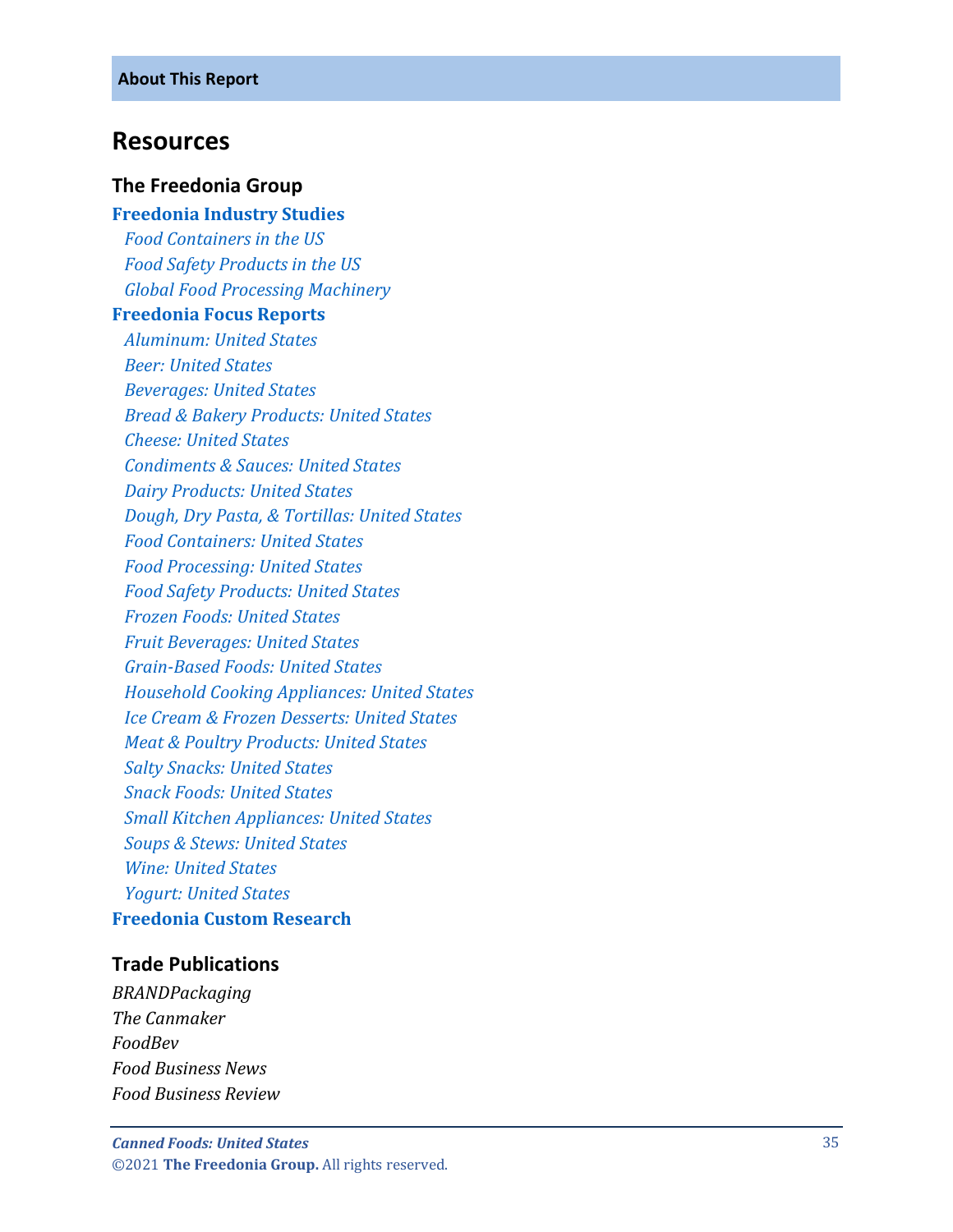## Resources

### The Freedonia Group

**Freedonia Industry Studies**

*Food Containers in the US*
*Food Safety Products in the US*
*Global Food Processing Machinery*

**Freedonia Focus Reports**

*Aluminum: United States*
*Beer: United States*
*Beverages: United States*
*Bread & Bakery Products: United States*
*Cheese: United States*
*Condiments & Sauces: United States*
*Dairy Products: United States*
*Dough, Dry Pasta, & Tortillas: United States*
*Food Containers: United States*
*Food Processing: United States*
*Food Safety Products: United States*
*Frozen Foods: United States*
*Fruit Beverages: United States*
*Grain-Based Foods: United States*
*Household Cooking Appliances: United States*
*Ice Cream & Frozen Desserts: United States*
*Meat & Poultry Products: United States*
*Salty Snacks: United States*
*Snack Foods: United States*
*Small Kitchen Appliances: United States*
*Soups & Stews: United States*
*Wine: United States*
*Yogurt: United States*

**Freedonia Custom Research**

### Trade Publications

*BRANDPackaging*
*The Canmaker*
*FoodBev*
*Food Business News*
*Food Business Review*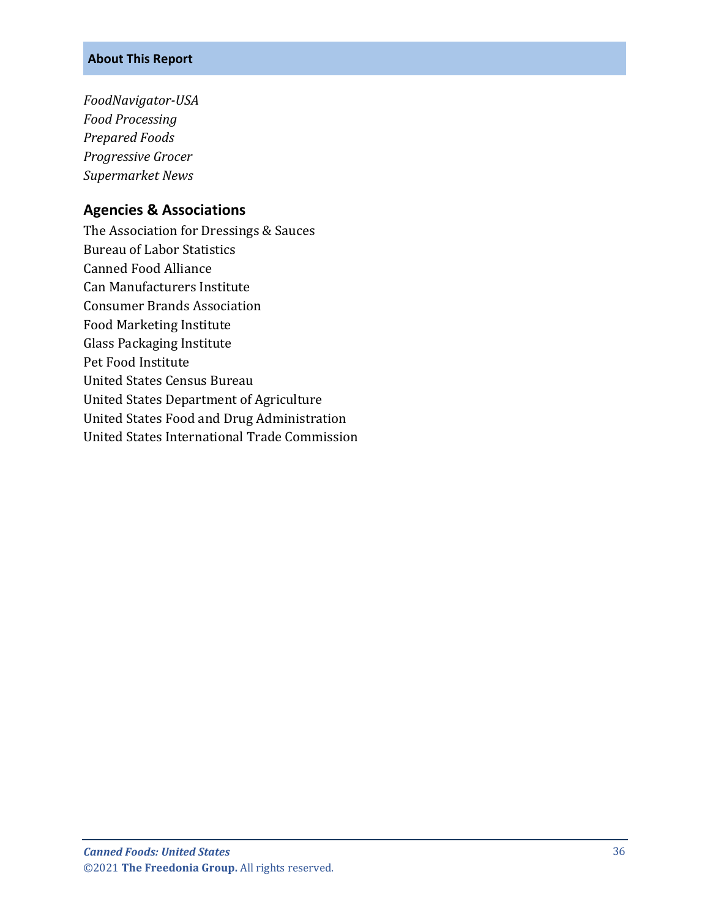*FoodNavigator-USA*
*Food Processing*
*Prepared Foods*
*Progressive Grocer*
*Supermarket News*

## Agencies & Associations

The Association for Dressings & Sauces
Bureau of Labor Statistics
Canned Food Alliance
Can Manufacturers Institute
Consumer Brands Association
Food Marketing Institute
Glass Packaging Institute
Pet Food Institute
United States Census Bureau
United States Department of Agriculture
United States Food and Drug Administration
United States International Trade Commission